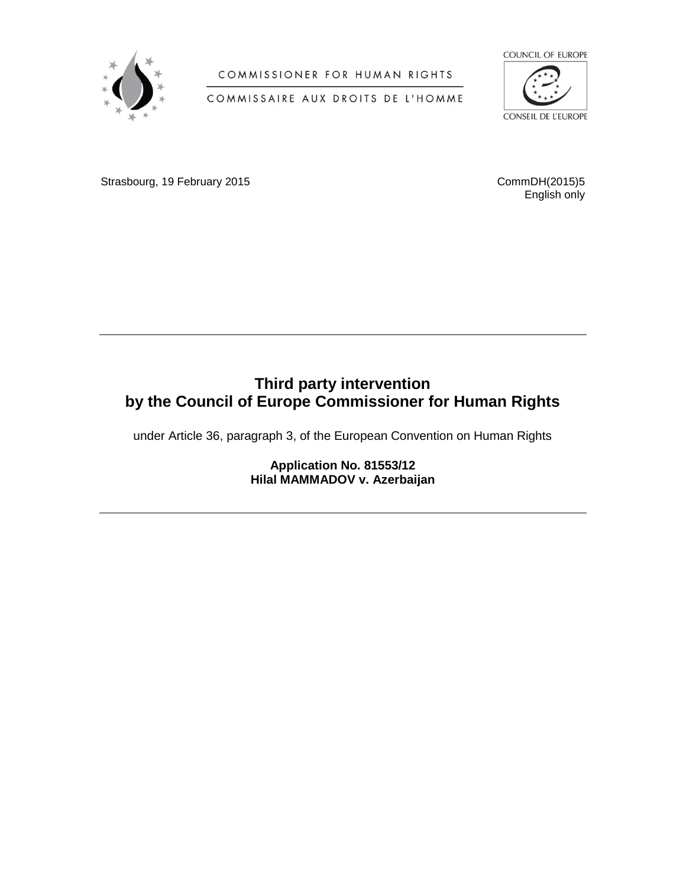COMMISSIONER FOR HUMAN RIGHTS

COMMISSAIRE AUX DROITS DE L'HOMME

COUNCIL OF EUROPE

CONSEIL DE L'EUROPE

Strasbourg, 19 February 2015

CommDH(2015)5
English only

---

# Third party intervention by the Council of Europe Commissioner for Human Rights

under Article 36, paragraph 3, of the European Convention on Human Rights

**Application No. 81553/12**
**Hilal MAMMADOV v. Azerbaijan**

---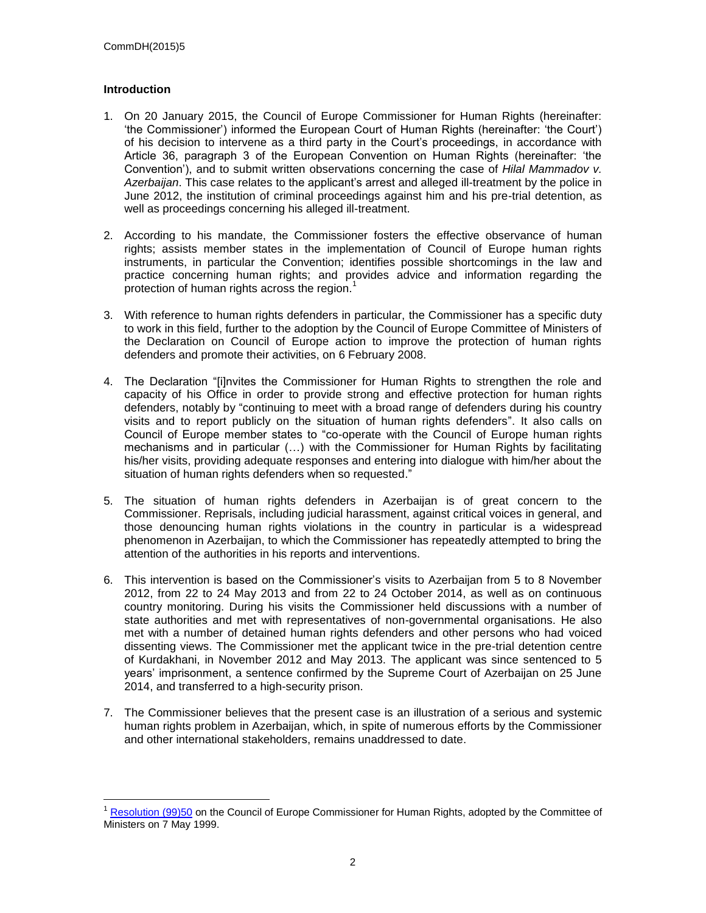### Introduction

1. On 20 January 2015, the Council of Europe Commissioner for Human Rights (hereinafter: 'the Commissioner') informed the European Court of Human Rights (hereinafter: 'the Court') of his decision to intervene as a third party in the Court's proceedings, in accordance with Article 36, paragraph 3 of the European Convention on Human Rights (hereinafter: 'the Convention'), and to submit written observations concerning the case of *Hilal Mammadov v. Azerbaijan*. This case relates to the applicant's arrest and alleged ill-treatment by the police in June 2012, the institution of criminal proceedings against him and his pre-trial detention, as well as proceedings concerning his alleged ill-treatment.

2. According to his mandate, the Commissioner fosters the effective observance of human rights; assists member states in the implementation of Council of Europe human rights instruments, in particular the Convention; identifies possible shortcomings in the law and practice concerning human rights; and provides advice and information regarding the protection of human rights across the region.[1]

3. With reference to human rights defenders in particular, the Commissioner has a specific duty to work in this field, further to the adoption by the Council of Europe Committee of Ministers of the Declaration on Council of Europe action to improve the protection of human rights defenders and promote their activities, on 6 February 2008.

4. The Declaration "[i]nvites the Commissioner for Human Rights to strengthen the role and capacity of his Office in order to provide strong and effective protection for human rights defenders, notably by "continuing to meet with a broad range of defenders during his country visits and to report publicly on the situation of human rights defenders". It also calls on Council of Europe member states to "co-operate with the Council of Europe human rights mechanisms and in particular (…) with the Commissioner for Human Rights by facilitating his/her visits, providing adequate responses and entering into dialogue with him/her about the situation of human rights defenders when so requested."

5. The situation of human rights defenders in Azerbaijan is of great concern to the Commissioner. Reprisals, including judicial harassment, against critical voices in general, and those denouncing human rights violations in the country in particular is a widespread phenomenon in Azerbaijan, to which the Commissioner has repeatedly attempted to bring the attention of the authorities in his reports and interventions.

6. This intervention is based on the Commissioner's visits to Azerbaijan from 5 to 8 November 2012, from 22 to 24 May 2013 and from 22 to 24 October 2014, as well as on continuous country monitoring. During his visits the Commissioner held discussions with a number of state authorities and met with representatives of non-governmental organisations. He also met with a number of detained human rights defenders and other persons who had voiced dissenting views. The Commissioner met the applicant twice in the pre-trial detention centre of Kurdakhani, in November 2012 and May 2013. The applicant was since sentenced to 5 years' imprisonment, a sentence confirmed by the Supreme Court of Azerbaijan on 25 June 2014, and transferred to a high-security prison.

7. The Commissioner believes that the present case is an illustration of a serious and systemic human rights problem in Azerbaijan, which, in spite of numerous efforts by the Commissioner and other international stakeholders, remains unaddressed to date.

---

[1] Resolution (99)50 on the Council of Europe Commissioner for Human Rights, adopted by the Committee of Ministers on 7 May 1999.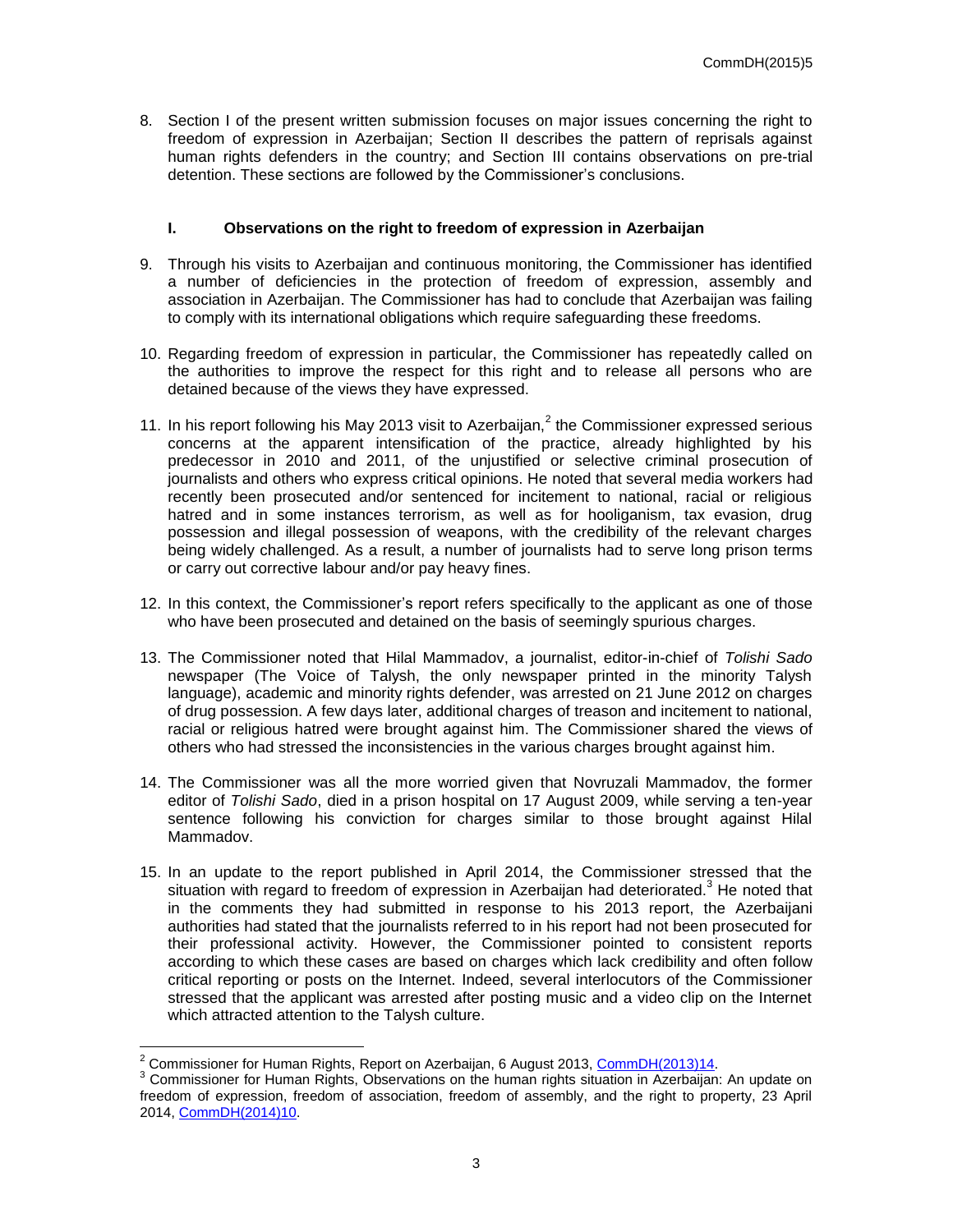8. Section I of the present written submission focuses on major issues concerning the right to freedom of expression in Azerbaijan; Section II describes the pattern of reprisals against human rights defenders in the country; and Section III contains observations on pre-trial detention. These sections are followed by the Commissioner's conclusions.

## I. Observations on the right to freedom of expression in Azerbaijan

9. Through his visits to Azerbaijan and continuous monitoring, the Commissioner has identified a number of deficiencies in the protection of freedom of expression, assembly and association in Azerbaijan. The Commissioner has had to conclude that Azerbaijan was failing to comply with its international obligations which require safeguarding these freedoms.

10. Regarding freedom of expression in particular, the Commissioner has repeatedly called on the authorities to improve the respect for this right and to release all persons who are detained because of the views they have expressed.

11. In his report following his May 2013 visit to Azerbaijan,[2] the Commissioner expressed serious concerns at the apparent intensification of the practice, already highlighted by his predecessor in 2010 and 2011, of the unjustified or selective criminal prosecution of journalists and others who express critical opinions. He noted that several media workers had recently been prosecuted and/or sentenced for incitement to national, racial or religious hatred and in some instances terrorism, as well as for hooliganism, tax evasion, drug possession and illegal possession of weapons, with the credibility of the relevant charges being widely challenged. As a result, a number of journalists had to serve long prison terms or carry out corrective labour and/or pay heavy fines.

12. In this context, the Commissioner's report refers specifically to the applicant as one of those who have been prosecuted and detained on the basis of seemingly spurious charges.

13. The Commissioner noted that Hilal Mammadov, a journalist, editor-in-chief of *Tolishi Sado* newspaper (The Voice of Talysh, the only newspaper printed in the minority Talysh language), academic and minority rights defender, was arrested on 21 June 2012 on charges of drug possession. A few days later, additional charges of treason and incitement to national, racial or religious hatred were brought against him. The Commissioner shared the views of others who had stressed the inconsistencies in the various charges brought against him.

14. The Commissioner was all the more worried given that Novruzali Mammadov, the former editor of *Tolishi Sado*, died in a prison hospital on 17 August 2009, while serving a ten-year sentence following his conviction for charges similar to those brought against Hilal Mammadov.

15. In an update to the report published in April 2014, the Commissioner stressed that the situation with regard to freedom of expression in Azerbaijan had deteriorated.[3] He noted that in the comments they had submitted in response to his 2013 report, the Azerbaijani authorities had stated that the journalists referred to in his report had not been prosecuted for their professional activity. However, the Commissioner pointed to consistent reports according to which these cases are based on charges which lack credibility and often follow critical reporting or posts on the Internet. Indeed, several interlocutors of the Commissioner stressed that the applicant was arrested after posting music and a video clip on the Internet which attracted attention to the Talysh culture.

---

[2] Commissioner for Human Rights, Report on Azerbaijan, 6 August 2013, CommDH(2013)14.

[3] Commissioner for Human Rights, Observations on the human rights situation in Azerbaijan: An update on freedom of expression, freedom of association, freedom of assembly, and the right to property, 23 April 2014, CommDH(2014)10.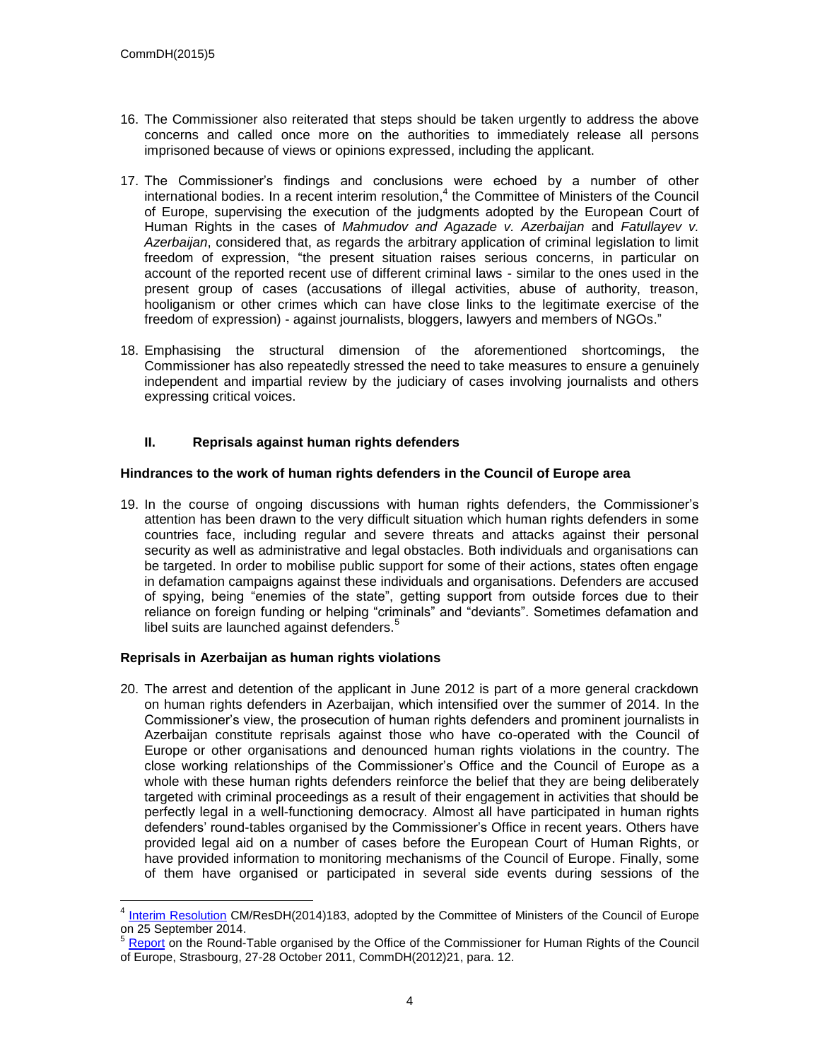16. The Commissioner also reiterated that steps should be taken urgently to address the above concerns and called once more on the authorities to immediately release all persons imprisoned because of views or opinions expressed, including the applicant.

17. The Commissioner's findings and conclusions were echoed by a number of other international bodies. In a recent interim resolution,[4] the Committee of Ministers of the Council of Europe, supervising the execution of the judgments adopted by the European Court of Human Rights in the cases of *Mahmudov and Agazade v. Azerbaijan* and *Fatullayev v. Azerbaijan*, considered that, as regards the arbitrary application of criminal legislation to limit freedom of expression, "the present situation raises serious concerns, in particular on account of the reported recent use of different criminal laws - similar to the ones used in the present group of cases (accusations of illegal activities, abuse of authority, treason, hooliganism or other crimes which can have close links to the legitimate exercise of the freedom of expression) - against journalists, bloggers, lawyers and members of NGOs."

18. Emphasising the structural dimension of the aforementioned shortcomings, the Commissioner has also repeatedly stressed the need to take measures to ensure a genuinely independent and impartial review by the judiciary of cases involving journalists and others expressing critical voices.

## II. Reprisals against human rights defenders

**Hindrances to the work of human rights defenders in the Council of Europe area**

19. In the course of ongoing discussions with human rights defenders, the Commissioner's attention has been drawn to the very difficult situation which human rights defenders in some countries face, including regular and severe threats and attacks against their personal security as well as administrative and legal obstacles. Both individuals and organisations can be targeted. In order to mobilise public support for some of their actions, states often engage in defamation campaigns against these individuals and organisations. Defenders are accused of spying, being "enemies of the state", getting support from outside forces due to their reliance on foreign funding or helping "criminals" and "deviants". Sometimes defamation and libel suits are launched against defenders.[5]

**Reprisals in Azerbaijan as human rights violations**

20. The arrest and detention of the applicant in June 2012 is part of a more general crackdown on human rights defenders in Azerbaijan, which intensified over the summer of 2014. In the Commissioner's view, the prosecution of human rights defenders and prominent journalists in Azerbaijan constitute reprisals against those who have co-operated with the Council of Europe or other organisations and denounced human rights violations in the country. The close working relationships of the Commissioner's Office and the Council of Europe as a whole with these human rights defenders reinforce the belief that they are being deliberately targeted with criminal proceedings as a result of their engagement in activities that should be perfectly legal in a well-functioning democracy. Almost all have participated in human rights defenders' round-tables organised by the Commissioner's Office in recent years. Others have provided legal aid on a number of cases before the European Court of Human Rights, or have provided information to monitoring mechanisms of the Council of Europe. Finally, some of them have organised or participated in several side events during sessions of the

---

[4] Interim Resolution CM/ResDH(2014)183, adopted by the Committee of Ministers of the Council of Europe on 25 September 2014.

[5] Report on the Round-Table organised by the Office of the Commissioner for Human Rights of the Council of Europe, Strasbourg, 27-28 October 2011, CommDH(2012)21, para. 12.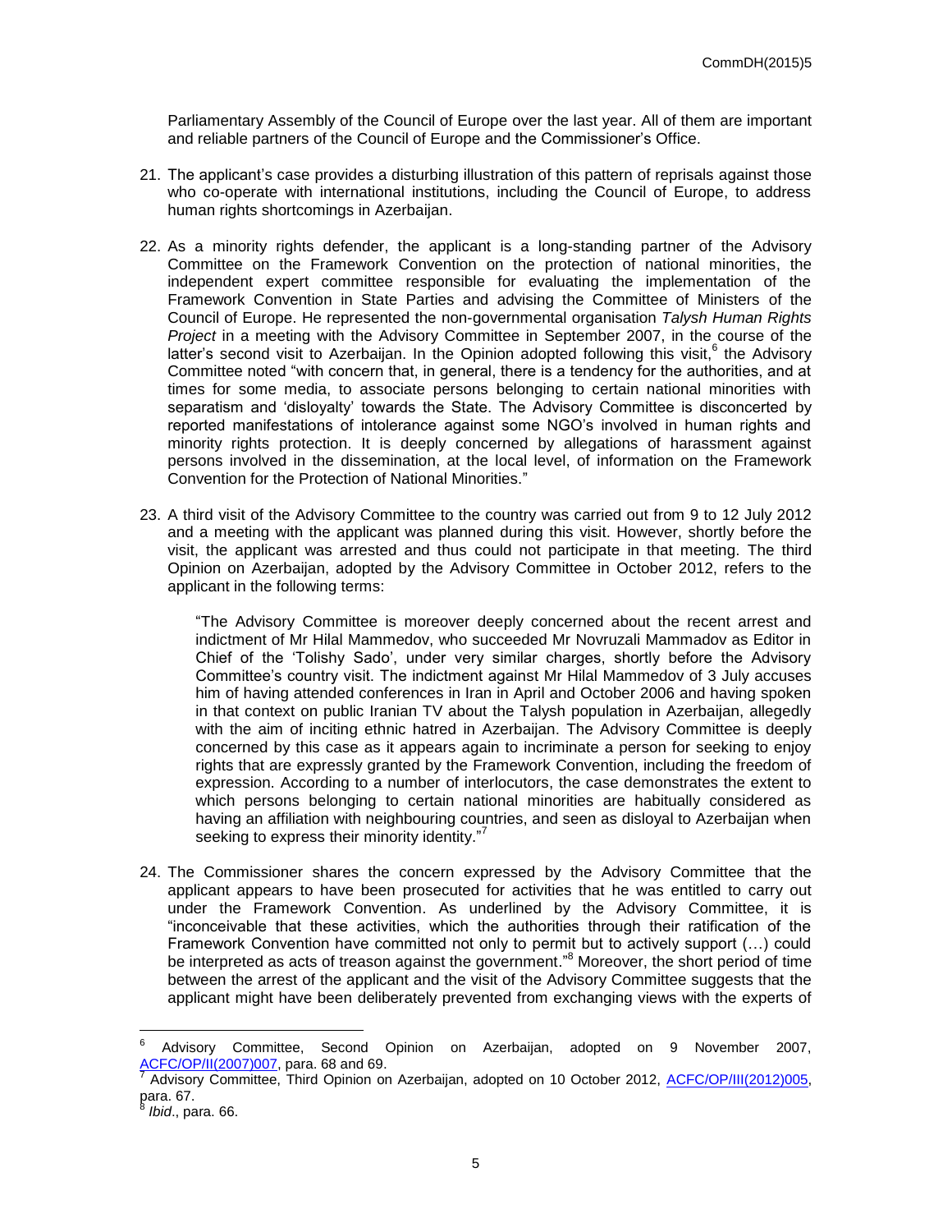Parliamentary Assembly of the Council of Europe over the last year. All of them are important and reliable partners of the Council of Europe and the Commissioner's Office.

21. The applicant's case provides a disturbing illustration of this pattern of reprisals against those who co-operate with international institutions, including the Council of Europe, to address human rights shortcomings in Azerbaijan.

22. As a minority rights defender, the applicant is a long-standing partner of the Advisory Committee on the Framework Convention on the protection of national minorities, the independent expert committee responsible for evaluating the implementation of the Framework Convention in State Parties and advising the Committee of Ministers of the Council of Europe. He represented the non-governmental organisation *Talysh Human Rights Project* in a meeting with the Advisory Committee in September 2007, in the course of the latter's second visit to Azerbaijan. In the Opinion adopted following this visit,[6] the Advisory Committee noted "with concern that, in general, there is a tendency for the authorities, and at times for some media, to associate persons belonging to certain national minorities with separatism and 'disloyalty' towards the State. The Advisory Committee is disconcerted by reported manifestations of intolerance against some NGO's involved in human rights and minority rights protection. It is deeply concerned by allegations of harassment against persons involved in the dissemination, at the local level, of information on the Framework Convention for the Protection of National Minorities."

23. A third visit of the Advisory Committee to the country was carried out from 9 to 12 July 2012 and a meeting with the applicant was planned during this visit. However, shortly before the visit, the applicant was arrested and thus could not participate in that meeting. The third Opinion on Azerbaijan, adopted by the Advisory Committee in October 2012, refers to the applicant in the following terms:

   "The Advisory Committee is moreover deeply concerned about the recent arrest and indictment of Mr Hilal Mammedov, who succeeded Mr Novruzali Mammadov as Editor in Chief of the 'Tolishy Sado', under very similar charges, shortly before the Advisory Committee's country visit. The indictment against Mr Hilal Mammedov of 3 July accuses him of having attended conferences in Iran in April and October 2006 and having spoken in that context on public Iranian TV about the Talysh population in Azerbaijan, allegedly with the aim of inciting ethnic hatred in Azerbaijan. The Advisory Committee is deeply concerned by this case as it appears again to incriminate a person for seeking to enjoy rights that are expressly granted by the Framework Convention, including the freedom of expression. According to a number of interlocutors, the case demonstrates the extent to which persons belonging to certain national minorities are habitually considered as having an affiliation with neighbouring countries, and seen as disloyal to Azerbaijan when seeking to express their minority identity."[7]

24. The Commissioner shares the concern expressed by the Advisory Committee that the applicant appears to have been prosecuted for activities that he was entitled to carry out under the Framework Convention. As underlined by the Advisory Committee, it is "inconceivable that these activities, which the authorities through their ratification of the Framework Convention have committed not only to permit but to actively support (…) could be interpreted as acts of treason against the government."[8] Moreover, the short period of time between the arrest of the applicant and the visit of the Advisory Committee suggests that the applicant might have been deliberately prevented from exchanging views with the experts of

---

[6] Advisory Committee, Second Opinion on Azerbaijan, adopted on 9 November 2007, ACFC/OP/II(2007)007, para. 68 and 69.

[7] Advisory Committee, Third Opinion on Azerbaijan, adopted on 10 October 2012, ACFC/OP/III(2012)005, para. 67.

[8] *Ibid*., para. 66.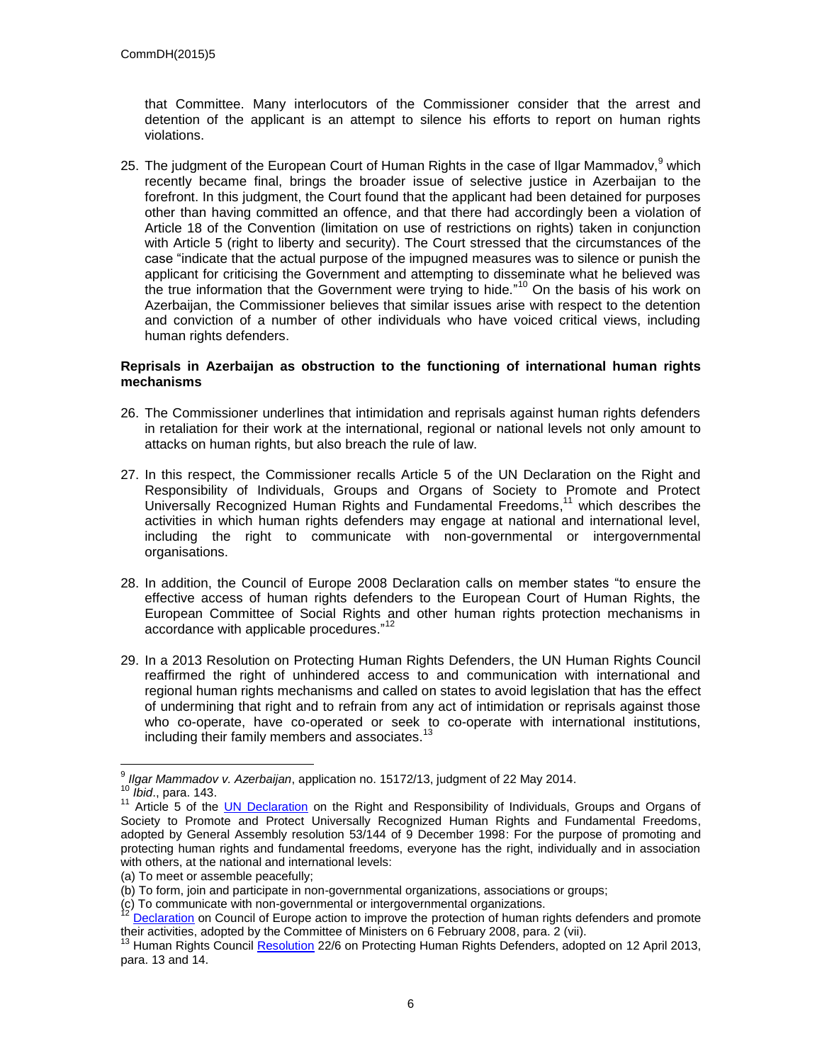that Committee. Many interlocutors of the Commissioner consider that the arrest and detention of the applicant is an attempt to silence his efforts to report on human rights violations.

25. The judgment of the European Court of Human Rights in the case of Ilgar Mammadov,[9] which recently became final, brings the broader issue of selective justice in Azerbaijan to the forefront. In this judgment, the Court found that the applicant had been detained for purposes other than having committed an offence, and that there had accordingly been a violation of Article 18 of the Convention (limitation on use of restrictions on rights) taken in conjunction with Article 5 (right to liberty and security). The Court stressed that the circumstances of the case "indicate that the actual purpose of the impugned measures was to silence or punish the applicant for criticising the Government and attempting to disseminate what he believed was the true information that the Government were trying to hide."[10] On the basis of his work on Azerbaijan, the Commissioner believes that similar issues arise with respect to the detention and conviction of a number of other individuals who have voiced critical views, including human rights defenders.

**Reprisals in Azerbaijan as obstruction to the functioning of international human rights mechanisms**

26. The Commissioner underlines that intimidation and reprisals against human rights defenders in retaliation for their work at the international, regional or national levels not only amount to attacks on human rights, but also breach the rule of law.

27. In this respect, the Commissioner recalls Article 5 of the UN Declaration on the Right and Responsibility of Individuals, Groups and Organs of Society to Promote and Protect Universally Recognized Human Rights and Fundamental Freedoms,[11] which describes the activities in which human rights defenders may engage at national and international level, including the right to communicate with non-governmental or intergovernmental organisations.

28. In addition, the Council of Europe 2008 Declaration calls on member states "to ensure the effective access of human rights defenders to the European Court of Human Rights, the European Committee of Social Rights and other human rights protection mechanisms in accordance with applicable procedures."[12]

29. In a 2013 Resolution on Protecting Human Rights Defenders, the UN Human Rights Council reaffirmed the right of unhindered access to and communication with international and regional human rights mechanisms and called on states to avoid legislation that has the effect of undermining that right and to refrain from any act of intimidation or reprisals against those who co-operate, have co-operated or seek to co-operate with international institutions, including their family members and associates.[13]

---

[9] *Ilgar Mammadov v. Azerbaijan*, application no. 15172/13, judgment of 22 May 2014.

[10] *Ibid*., para. 143.

[11] Article 5 of the UN Declaration on the Right and Responsibility of Individuals, Groups and Organs of Society to Promote and Protect Universally Recognized Human Rights and Fundamental Freedoms, adopted by General Assembly resolution 53/144 of 9 December 1998: For the purpose of promoting and protecting human rights and fundamental freedoms, everyone has the right, individually and in association with others, at the national and international levels:

(a) To meet or assemble peacefully;

(b) To form, join and participate in non-governmental organizations, associations or groups;

(c) To communicate with non-governmental or intergovernmental organizations.

[12] Declaration on Council of Europe action to improve the protection of human rights defenders and promote their activities, adopted by the Committee of Ministers on 6 February 2008, para. 2 (vii).

[13] Human Rights Council Resolution 22/6 on Protecting Human Rights Defenders, adopted on 12 April 2013, para. 13 and 14.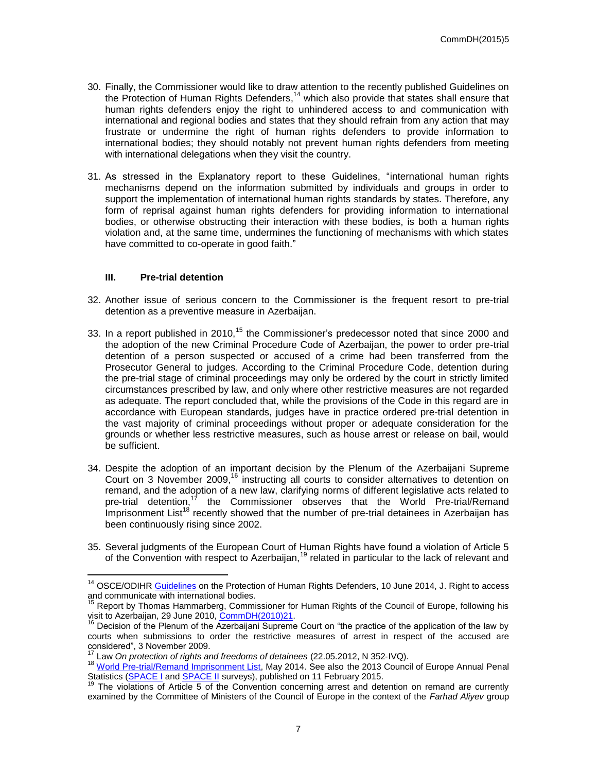30. Finally, the Commissioner would like to draw attention to the recently published Guidelines on the Protection of Human Rights Defenders,[14] which also provide that states shall ensure that human rights defenders enjoy the right to unhindered access to and communication with international and regional bodies and states that they should refrain from any action that may frustrate or undermine the right of human rights defenders to provide information to international bodies; they should notably not prevent human rights defenders from meeting with international delegations when they visit the country.

31. As stressed in the Explanatory report to these Guidelines, "international human rights mechanisms depend on the information submitted by individuals and groups in order to support the implementation of international human rights standards by states. Therefore, any form of reprisal against human rights defenders for providing information to international bodies, or otherwise obstructing their interaction with these bodies, is both a human rights violation and, at the same time, undermines the functioning of mechanisms with which states have committed to co-operate in good faith."

## III. Pre-trial detention

32. Another issue of serious concern to the Commissioner is the frequent resort to pre-trial detention as a preventive measure in Azerbaijan.

33. In a report published in 2010,[15] the Commissioner's predecessor noted that since 2000 and the adoption of the new Criminal Procedure Code of Azerbaijan, the power to order pre-trial detention of a person suspected or accused of a crime had been transferred from the Prosecutor General to judges. According to the Criminal Procedure Code, detention during the pre-trial stage of criminal proceedings may only be ordered by the court in strictly limited circumstances prescribed by law, and only where other restrictive measures are not regarded as adequate. The report concluded that, while the provisions of the Code in this regard are in accordance with European standards, judges have in practice ordered pre-trial detention in the vast majority of criminal proceedings without proper or adequate consideration for the grounds or whether less restrictive measures, such as house arrest or release on bail, would be sufficient.

34. Despite the adoption of an important decision by the Plenum of the Azerbaijani Supreme Court on 3 November 2009,[16] instructing all courts to consider alternatives to detention on remand, and the adoption of a new law, clarifying norms of different legislative acts related to pre-trial detention,[17] the Commissioner observes that the World Pre-trial/Remand Imprisonment List[18] recently showed that the number of pre-trial detainees in Azerbaijan has been continuously rising since 2002.

35. Several judgments of the European Court of Human Rights have found a violation of Article 5 of the Convention with respect to Azerbaijan,[19] related in particular to the lack of relevant and

---

[14] OSCE/ODIHR Guidelines on the Protection of Human Rights Defenders, 10 June 2014, J. Right to access and communicate with international bodies.

[15] Report by Thomas Hammarberg, Commissioner for Human Rights of the Council of Europe, following his visit to Azerbaijan, 29 June 2010, CommDH(2010)21.

[16] Decision of the Plenum of the Azerbaijani Supreme Court on "the practice of the application of the law by courts when submissions to order the restrictive measures of arrest in respect of the accused are considered", 3 November 2009.

[17] Law *On protection of rights and freedoms of detainees* (22.05.2012, N 352-IVQ).

[18] World Pre-trial/Remand Imprisonment List, May 2014. See also the 2013 Council of Europe Annual Penal Statistics (SPACE I and SPACE II surveys), published on 11 February 2015.

[19] The violations of Article 5 of the Convention concerning arrest and detention on remand are currently examined by the Committee of Ministers of the Council of Europe in the context of the *Farhad Aliyev* group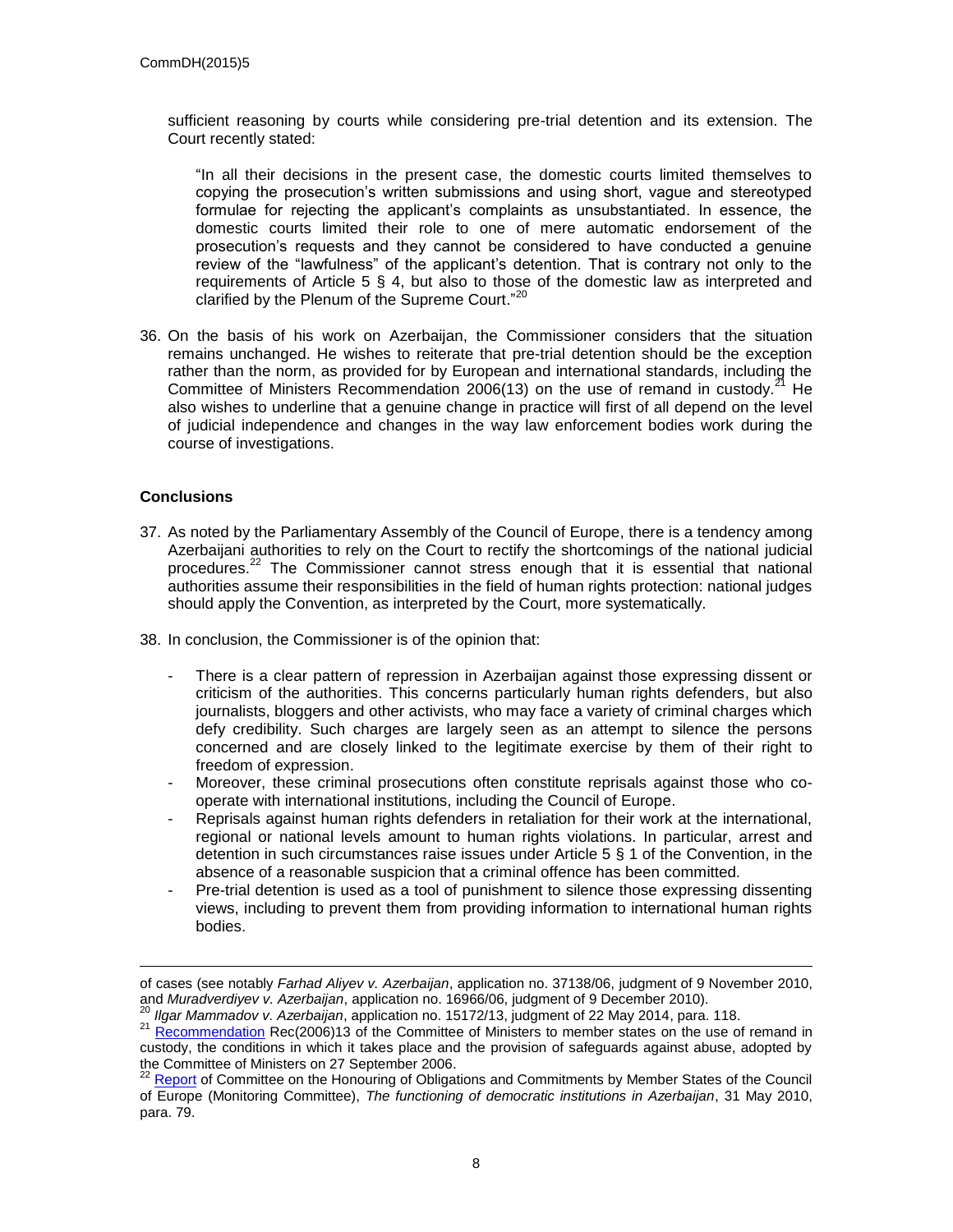sufficient reasoning by courts while considering pre-trial detention and its extension. The Court recently stated:

> "In all their decisions in the present case, the domestic courts limited themselves to copying the prosecution's written submissions and using short, vague and stereotyped formulae for rejecting the applicant's complaints as unsubstantiated. In essence, the domestic courts limited their role to one of mere automatic endorsement of the prosecution's requests and they cannot be considered to have conducted a genuine review of the "lawfulness" of the applicant's detention. That is contrary not only to the requirements of Article 5 § 4, but also to those of the domestic law as interpreted and clarified by the Plenum of the Supreme Court."[20]

36. On the basis of his work on Azerbaijan, the Commissioner considers that the situation remains unchanged. He wishes to reiterate that pre-trial detention should be the exception rather than the norm, as provided for by European and international standards, including the Committee of Ministers Recommendation 2006(13) on the use of remand in custody.[21] He also wishes to underline that a genuine change in practice will first of all depend on the level of judicial independence and changes in the way law enforcement bodies work during the course of investigations.

**Conclusions**

37. As noted by the Parliamentary Assembly of the Council of Europe, there is a tendency among Azerbaijani authorities to rely on the Court to rectify the shortcomings of the national judicial procedures.[22] The Commissioner cannot stress enough that it is essential that national authorities assume their responsibilities in the field of human rights protection: national judges should apply the Convention, as interpreted by the Court, more systematically.

38. In conclusion, the Commissioner is of the opinion that:

    - There is a clear pattern of repression in Azerbaijan against those expressing dissent or criticism of the authorities. This concerns particularly human rights defenders, but also journalists, bloggers and other activists, who may face a variety of criminal charges which defy credibility. Such charges are largely seen as an attempt to silence the persons concerned and are closely linked to the legitimate exercise by them of their right to freedom of expression.
    - Moreover, these criminal prosecutions often constitute reprisals against those who co-operate with international institutions, including the Council of Europe.
    - Reprisals against human rights defenders in retaliation for their work at the international, regional or national levels amount to human rights violations. In particular, arrest and detention in such circumstances raise issues under Article 5 § 1 of the Convention, in the absence of a reasonable suspicion that a criminal offence has been committed.
    - Pre-trial detention is used as a tool of punishment to silence those expressing dissenting views, including to prevent them from providing information to international human rights bodies.

---

of cases (see notably *Farhad Aliyev v. Azerbaijan*, application no. 37138/06, judgment of 9 November 2010, and *Muradverdiyev v. Azerbaijan*, application no. 16966/06, judgment of 9 December 2010).

[20] *Ilgar Mammadov v. Azerbaijan*, application no. 15172/13, judgment of 22 May 2014, para. 118.

[21] Recommendation Rec(2006)13 of the Committee of Ministers to member states on the use of remand in custody, the conditions in which it takes place and the provision of safeguards against abuse, adopted by the Committee of Ministers on 27 September 2006.

[22] Report of Committee on the Honouring of Obligations and Commitments by Member States of the Council of Europe (Monitoring Committee), *The functioning of democratic institutions in Azerbaijan*, 31 May 2010, para. 79.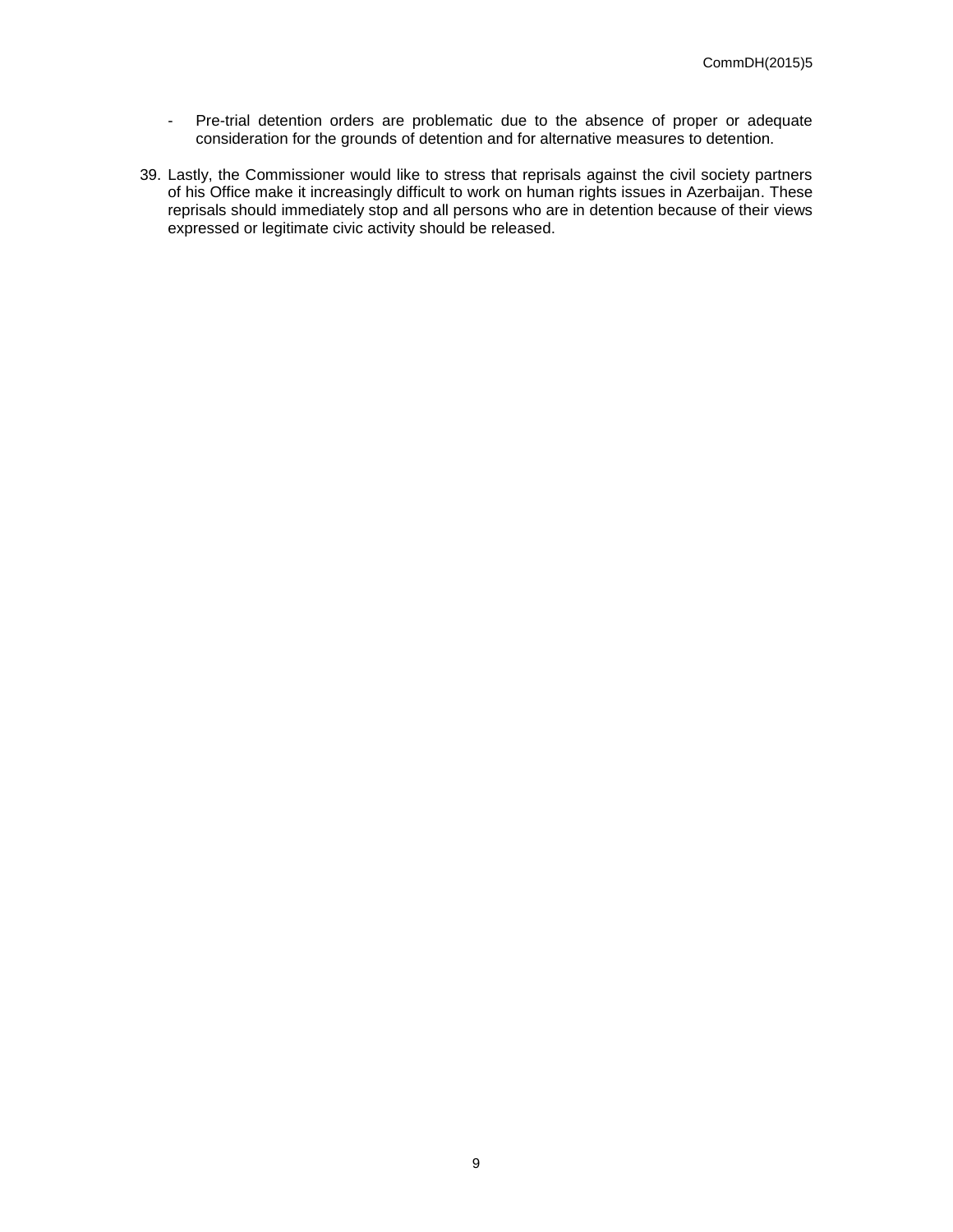- Pre-trial detention orders are problematic due to the absence of proper or adequate consideration for the grounds of detention and for alternative measures to detention.

39. Lastly, the Commissioner would like to stress that reprisals against the civil society partners of his Office make it increasingly difficult to work on human rights issues in Azerbaijan. These reprisals should immediately stop and all persons who are in detention because of their views expressed or legitimate civic activity should be released.